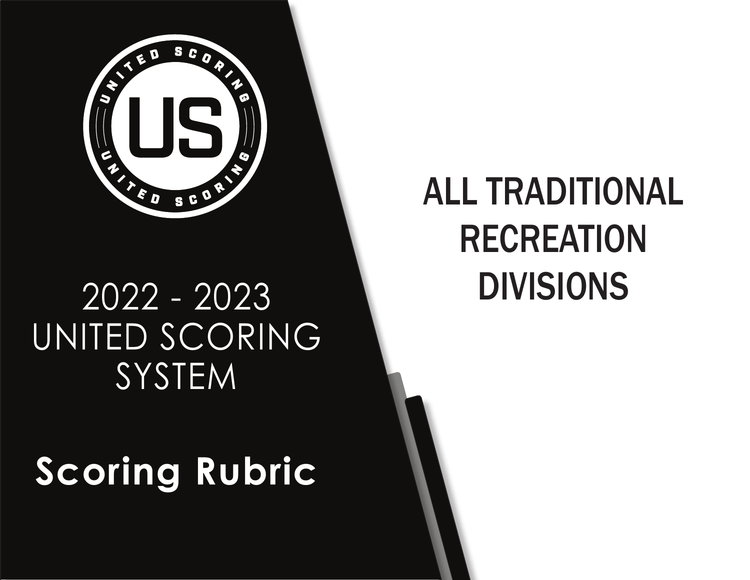2022 - 2023
UNITED SCORING
SYSTEM

# Scoring Rubric

## ALL TRADITIONAL RECREATION DIVISIONS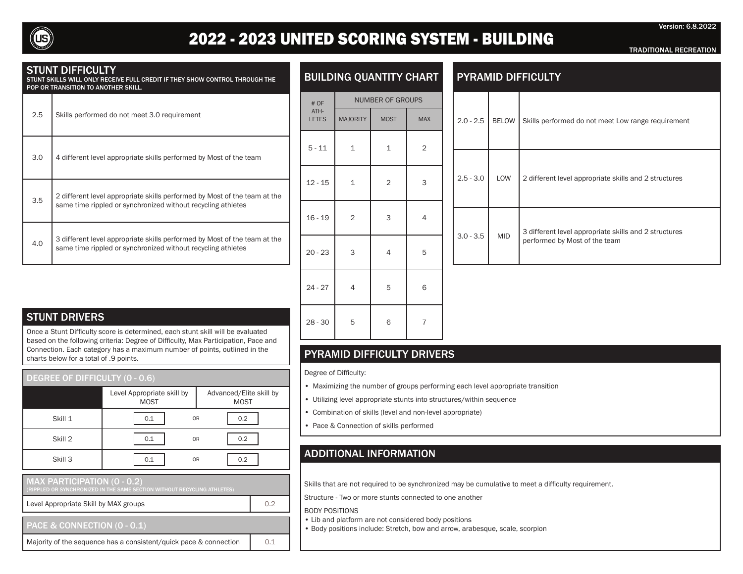# 2022 - 2023 UNITED SCORING SYSTEM - BUILDING

Version: 6.8.2022

TRADITIONAL RECREATION

## STUNT DIFFICULTY

STUNT SKILLS WILL ONLY RECEIVE FULL CREDIT IF THEY SHOW CONTROL THROUGH THE POP OR TRANSITION TO ANOTHER SKILL.

| Score | Requirement |
|---|---|
| 2.5 | Skills performed do not meet 3.0 requirement |
| 3.0 | 4 different level appropriate skills performed by Most of the team |
| 3.5 | 2 different level appropriate skills performed by Most of the team at the same time rippled or synchronized without recycling athletes |
| 4.0 | 3 different level appropriate skills performed by Most of the team at the same time rippled or synchronized without recycling athletes |

## STUNT DRIVERS

Once a Stunt Difficulty score is determined, each stunt skill will be evaluated based on the following criteria: Degree of Difficulty, Max Participation, Pace and Connection. Each category has a maximum number of points, outlined in the charts below for a total of .9 points.

### DEGREE OF DIFFICULTY (0 - 0.6)

| | Level Appropriate skill by MOST | | Advanced/Elite skill by MOST |
|---|---|---|---|
| Skill 1 | 0.1 | OR | 0.2 |
| Skill 2 | 0.1 | OR | 0.2 |
| Skill 3 | 0.1 | OR | 0.2 |

### MAX PARTICIPATION (0 - 0.2)

(RIPPLED OR SYNCHRONIZED IN THE SAME SECTION WITHOUT RECYCLING ATHLETES)

| | |
|---|---|
| Level Appropriate Skill by MAX groups | 0.2 |

### PACE & CONNECTION (0 - 0.1)

| | |
|---|---|
| Majority of the sequence has a consistent/quick pace & connection | 0.1 |

## BUILDING QUANTITY CHART

| # OF ATHLETES | NUMBER OF GROUPS | | |
|---|---|---|---|
| | MAJORITY | MOST | MAX |
| 5 - 11 | 1 | 1 | 2 |
| 12 - 15 | 1 | 2 | 3 |
| 16 - 19 | 2 | 3 | 4 |
| 20 - 23 | 3 | 4 | 5 |
| 24 - 27 | 4 | 5 | 6 |
| 28 - 30 | 5 | 6 | 7 |

## PYRAMID DIFFICULTY

| Score | Range | Requirement |
|---|---|---|
| 2.0 - 2.5 | BELOW | Skills performed do not meet Low range requirement |
| 2.5 - 3.0 | LOW | 2 different level appropriate skills and 2 structures |
| 3.0 - 3.5 | MID | 3 different level appropriate skills and 2 structures performed by Most of the team |

## PYRAMID DIFFICULTY DRIVERS

Degree of Difficulty:

- Maximizing the number of groups performing each level appropriate transition
- Utilizing level appropriate stunts into structures/within sequence
- Combination of skills (level and non-level appropriate)
- Pace & Connection of skills performed

## ADDITIONAL INFORMATION

Skills that are not required to be synchronized may be cumulative to meet a difficulty requirement.

Structure - Two or more stunts connected to one another

BODY POSITIONS
- Lib and platform are not considered body positions
- Body positions include: Stretch, bow and arrow, arabesque, scale, scorpion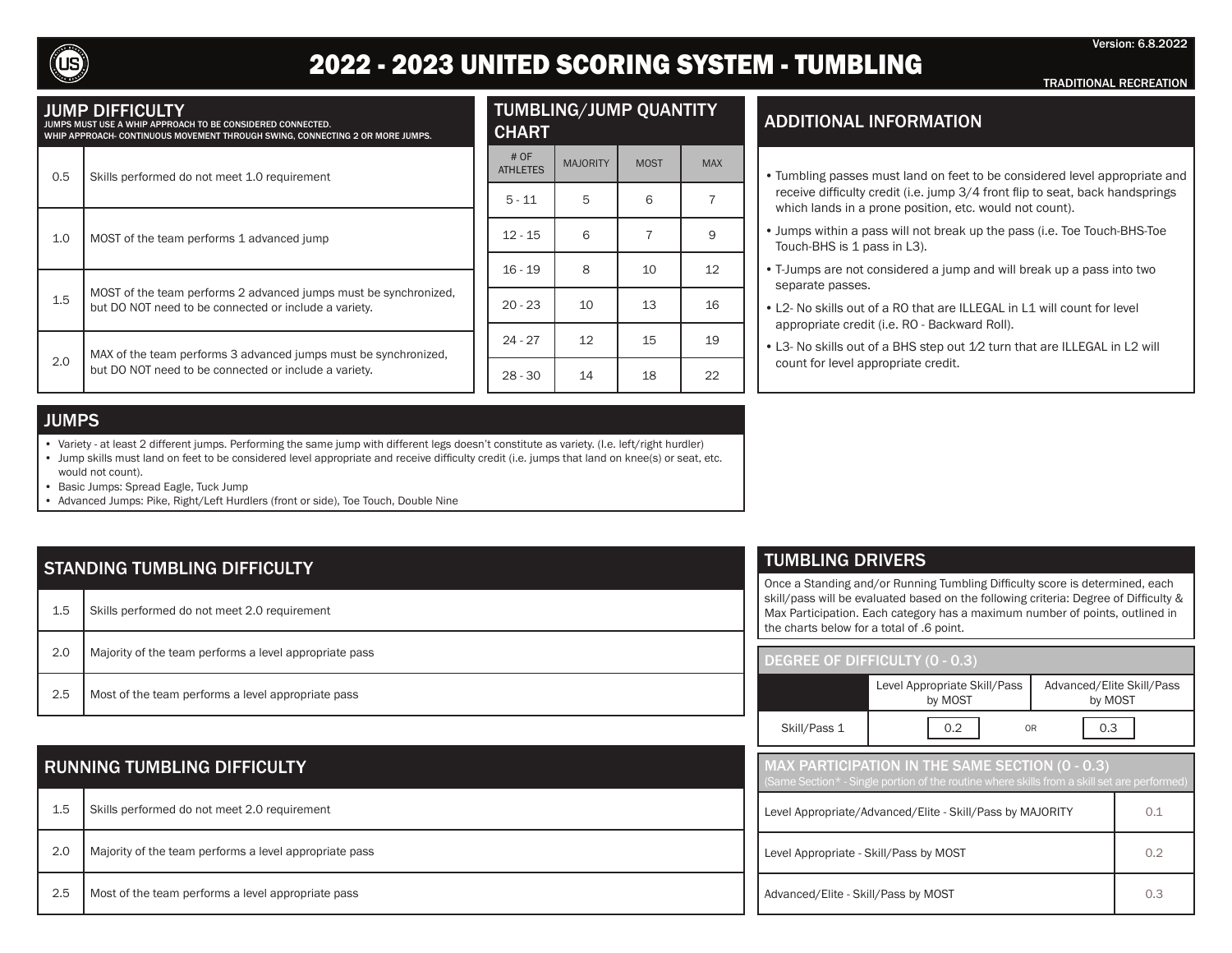# 2022 - 2023 UNITED SCORING SYSTEM - TUMBLING

Version: 6.8.2022

TRADITIONAL RECREATION

## JUMP DIFFICULTY

JUMPS MUST USE A WHIP APPROACH TO BE CONSIDERED CONNECTED.
WHIP APPROACH- CONTINUOUS MOVEMENT THROUGH SWING, CONNECTING 2 OR MORE JUMPS.

| | |
|---|---|
| 0.5 | Skills performed do not meet 1.0 requirement |
| 1.0 | MOST of the team performs 1 advanced jump |
| 1.5 | MOST of the team performs 2 advanced jumps must be synchronized, but DO NOT need to be connected or include a variety. |
| 2.0 | MAX of the team performs 3 advanced jumps must be synchronized, but DO NOT need to be connected or include a variety. |

## TUMBLING/JUMP QUANTITY CHART

| # OF ATHLETES | MAJORITY | MOST | MAX |
|---|---|---|---|
| 5 - 11 | 5 | 6 | 7 |
| 12 - 15 | 6 | 7 | 9 |
| 16 - 19 | 8 | 10 | 12 |
| 20 - 23 | 10 | 13 | 16 |
| 24 - 27 | 12 | 15 | 19 |
| 28 - 30 | 14 | 18 | 22 |

## ADDITIONAL INFORMATION

- Tumbling passes must land on feet to be considered level appropriate and receive difficulty credit (i.e. jump 3/4 front flip to seat, back handsprings which lands in a prone position, etc. would not count).
- Jumps within a pass will not break up the pass (i.e. Toe Touch-BHS-Toe Touch-BHS is 1 pass in L3).
- T-Jumps are not considered a jump and will break up a pass into two separate passes.
- L2- No skills out of a RO that are ILLEGAL in L1 will count for level appropriate credit (i.e. RO - Backward Roll).
- L3- No skills out of a BHS step out 1⁄2 turn that are ILLEGAL in L2 will count for level appropriate credit.

## JUMPS

- Variety - at least 2 different jumps. Performing the same jump with different legs doesn't constitute as variety. (I.e. left/right hurdler)
- Jump skills must land on feet to be considered level appropriate and receive difficulty credit (i.e. jumps that land on knee(s) or seat, etc. would not count).
- Basic Jumps: Spread Eagle, Tuck Jump
- Advanced Jumps: Pike, Right/Left Hurdlers (front or side), Toe Touch, Double Nine

## STANDING TUMBLING DIFFICULTY

| | |
|---|---|
| 1.5 | Skills performed do not meet 2.0 requirement |
| 2.0 | Majority of the team performs a level appropriate pass |
| 2.5 | Most of the team performs a level appropriate pass |

## RUNNING TUMBLING DIFFICULTY

| | |
|---|---|
| 1.5 | Skills performed do not meet 2.0 requirement |
| 2.0 | Majority of the team performs a level appropriate pass |
| 2.5 | Most of the team performs a level appropriate pass |

## TUMBLING DRIVERS

Once a Standing and/or Running Tumbling Difficulty score is determined, each skill/pass will be evaluated based on the following criteria: Degree of Difficulty & Max Participation. Each category has a maximum number of points, outlined in the charts below for a total of .6 point.

### DEGREE OF DIFFICULTY (0 - 0.3)

| | Level Appropriate Skill/Pass by MOST | | Advanced/Elite Skill/Pass by MOST |
|---|---|---|---|
| Skill/Pass 1 | 0.2 | OR | 0.3 |

### MAX PARTICIPATION IN THE SAME SECTION (0 - 0.3)

(Same Section* - Single portion of the routine where skills from a skill set are performed)

| | |
|---|---|
| Level Appropriate/Advanced/Elite - Skill/Pass by MAJORITY | 0.1 |
| Level Appropriate - Skill/Pass by MOST | 0.2 |
| Advanced/Elite - Skill/Pass by MOST | 0.3 |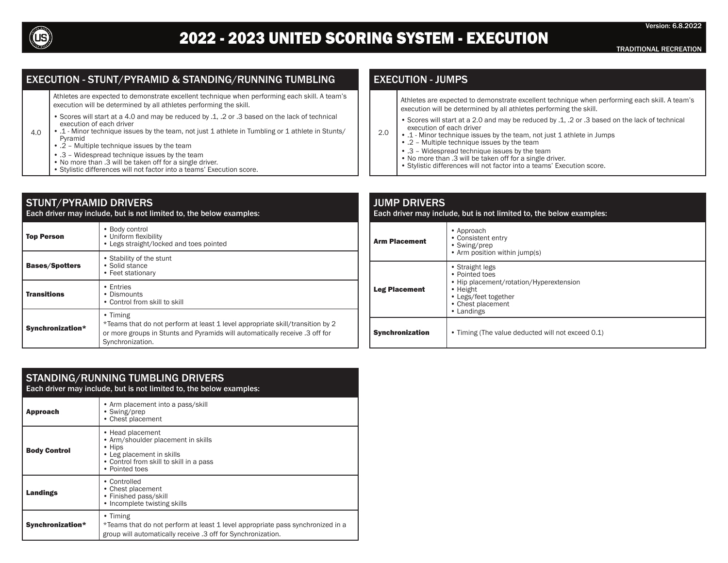# 2022 - 2023 UNITED SCORING SYSTEM - EXECUTION

Version: 6.8.2022

TRADITIONAL RECREATION

## EXECUTION - STUNT/PYRAMID & STANDING/RUNNING TUMBLING

| | |
|---|---|
| 4.0 | Athletes are expected to demonstrate excellent technique when performing each skill. A team's execution will be determined by all athletes performing the skill.<br>• Scores will start at a 4.0 and may be reduced by .1, .2 or .3 based on the lack of technical execution of each driver<br>• .1 - Minor technique issues by the team, not just 1 athlete in Tumbling or 1 athlete in Stunts/ Pyramid<br>• .2 – Multiple technique issues by the team<br>• .3 – Widespread technique issues by the team<br>• No more than .3 will be taken off for a single driver.<br>• Stylistic differences will not factor into a teams' Execution score. |

## EXECUTION - JUMPS

| | |
|---|---|
| 2.0 | Athletes are expected to demonstrate excellent technique when performing each skill. A team's execution will be determined by all athletes performing the skill.<br>• Scores will start at a 2.0 and may be reduced by .1, .2 or .3 based on the lack of technical execution of each driver<br>• .1 - Minor technique issues by the team, not just 1 athlete in Jumps<br>• .2 – Multiple technique issues by the team<br>• .3 – Widespread technique issues by the team<br>• No more than .3 will be taken off for a single driver.<br>• Stylistic differences will not factor into a teams' Execution score. |

## STUNT/PYRAMID DRIVERS

Each driver may include, but is not limited to, the below examples:

| | |
|---|---|
| **Top Person** | • Body control<br>• Uniform flexibility<br>• Legs straight/locked and toes pointed |
| **Bases/Spotters** | • Stability of the stunt<br>• Solid stance<br>• Feet stationary |
| **Transitions** | • Entries<br>• Dismounts<br>• Control from skill to skill |
| **Synchronization*** | • Timing<br>*Teams that do not perform at least 1 level appropriate skill/transition by 2 or more groups in Stunts and Pyramids will automatically receive .3 off for Synchronization. |

## JUMP DRIVERS

Each driver may include, but is not limited to, the below examples:

| | |
|---|---|
| **Arm Placement** | • Approach<br>• Consistent entry<br>• Swing/prep<br>• Arm position within jump(s) |
| **Leg Placement** | • Straight legs<br>• Pointed toes<br>• Hip placement/rotation/Hyperextension<br>• Height<br>• Legs/feet together<br>• Chest placement<br>• Landings |
| **Synchronization** | • Timing (The value deducted will not exceed 0.1) |

## STANDING/RUNNING TUMBLING DRIVERS

Each driver may include, but is not limited to, the below examples:

| | |
|---|---|
| **Approach** | • Arm placement into a pass/skill<br>• Swing/prep<br>• Chest placement |
| **Body Control** | • Head placement<br>• Arm/shoulder placement in skills<br>• Hips<br>• Leg placement in skills<br>• Control from skill to skill in a pass<br>• Pointed toes |
| **Landings** | • Controlled<br>• Chest placement<br>• Finished pass/skill<br>• Incomplete twisting skills |
| **Synchronization*** | • Timing<br>*Teams that do not perform at least 1 level appropriate pass synchronized in a group will automatically receive .3 off for Synchronization. |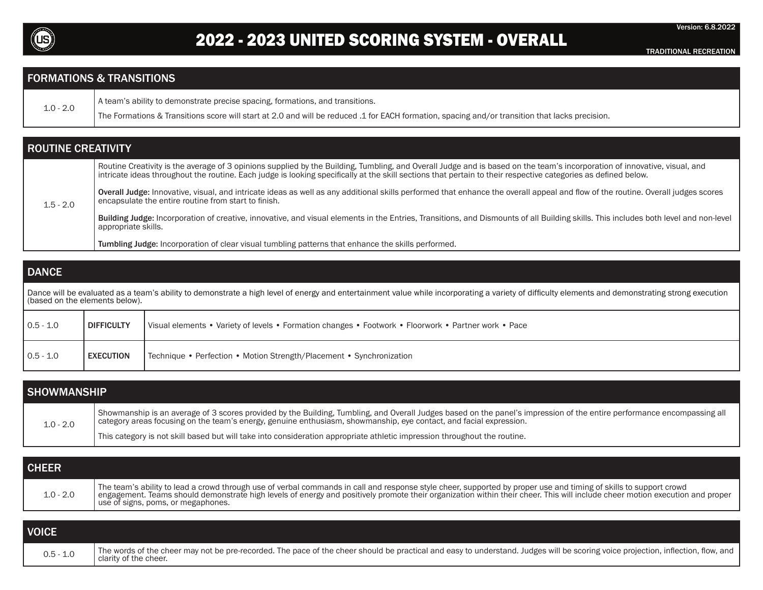# 2022 - 2023 UNITED SCORING SYSTEM - OVERALL

Version: 6.8.2022

TRADITIONAL RECREATION

## FORMATIONS & TRANSITIONS

| | |
|---|---|
| 1.0 - 2.0 | A team's ability to demonstrate precise spacing, formations, and transitions.<br><br>The Formations & Transitions score will start at 2.0 and will be reduced .1 for EACH formation, spacing and/or transition that lacks precision. |

## ROUTINE CREATIVITY

| | |
|---|---|
| 1.5 - 2.0 | Routine Creativity is the average of 3 opinions supplied by the Building, Tumbling, and Overall Judge and is based on the team's incorporation of innovative, visual, and intricate ideas throughout the routine. Each judge is looking specifically at the skill sections that pertain to their respective categories as defined below.<br><br>**Overall Judge:** Innovative, visual, and intricate ideas as well as any additional skills performed that enhance the overall appeal and flow of the routine. Overall judges scores encapsulate the entire routine from start to finish.<br><br>**Building Judge:** Incorporation of creative, innovative, and visual elements in the Entries, Transitions, and Dismounts of all Building skills. This includes both level and non-level appropriate skills.<br><br>**Tumbling Judge:** Incorporation of clear visual tumbling patterns that enhance the skills performed. |

## DANCE

Dance will be evaluated as a team's ability to demonstrate a high level of energy and entertainment value while incorporating a variety of difficulty elements and demonstrating strong execution (based on the elements below).

| | | |
|---|---|---|
| 0.5 - 1.0 | **DIFFICULTY** | Visual elements • Variety of levels • Formation changes • Footwork • Floorwork • Partner work • Pace |
| 0.5 - 1.0 | **EXECUTION** | Technique • Perfection • Motion Strength/Placement • Synchronization |

## SHOWMANSHIP

| | |
|---|---|
| 1.0 - 2.0 | Showmanship is an average of 3 scores provided by the Building, Tumbling, and Overall Judges based on the panel's impression of the entire performance encompassing all category areas focusing on the team's energy, genuine enthusiasm, showmanship, eye contact, and facial expression.<br><br>This category is not skill based but will take into consideration appropriate athletic impression throughout the routine. |

## CHEER

| | |
|---|---|
| 1.0 - 2.0 | The team's ability to lead a crowd through use of verbal commands in call and response style cheer, supported by proper use and timing of skills to support crowd engagement. Teams should demonstrate high levels of energy and positively promote their organization within their cheer. This will include cheer motion execution and proper use of signs, poms, or megaphones. |

## VOICE

| | |
|---|---|
| 0.5 - 1.0 | The words of the cheer may not be pre-recorded. The pace of the cheer should be practical and easy to understand. Judges will be scoring voice projection, inflection, flow, and clarity of the cheer. |